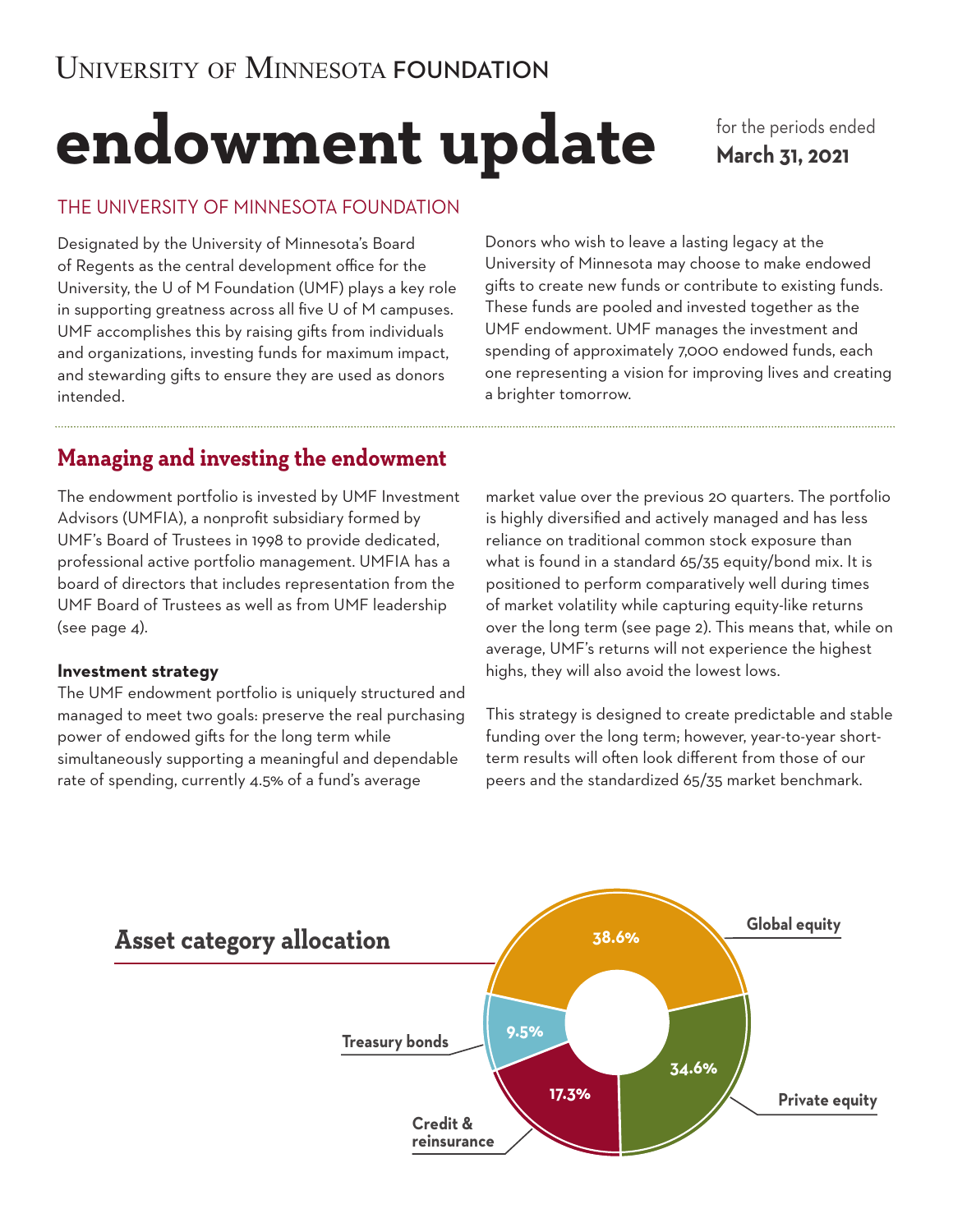University of Minnesota FOUNDATION

# endowment update

for the periods ended **March 31, 2021**

## THE UNIVERSITY OF MINNESOTA FOUNDATION

Designated by the University of Minnesota's Board of Regents as the central development office for the University, the U of M Foundation (UMF) plays a key role in supporting greatness across all five U of M campuses. UMF accomplishes this by raising gifts from individuals and organizations, investing funds for maximum impact, and stewarding gifts to ensure they are used as donors intended.

Donors who wish to leave a lasting legacy at the University of Minnesota may choose to make endowed gifts to create new funds or contribute to existing funds. These funds are pooled and invested together as the UMF endowment. UMF manages the investment and spending of approximately 7,000 endowed funds, each one representing a vision for improving lives and creating a brighter tomorrow.

## Managing and investing the endowment

The endowment portfolio is invested by UMF Investment Advisors (UMFIA), a nonprofit subsidiary formed by UMF's Board of Trustees in 1998 to provide dedicated, professional active portfolio management. UMFIA has a board of directors that includes representation from the UMF Board of Trustees as well as from UMF leadership (see page 4).

### Investment strategy

The UMF endowment portfolio is uniquely structured and managed to meet two goals: preserve the real purchasing power of endowed gifts for the long term while simultaneously supporting a meaningful and dependable rate of spending, currently 4.5% of a fund's average market value over the previous 20 quarters. The portfolio is highly diversified and actively managed and has less reliance on traditional common stock exposure than what is found in a standard 65/35 equity/bond mix. It is positioned to perform comparatively well during times of market volatility while capturing equity-like returns over the long term (see page 2). This means that, while on average, UMF's returns will not experience the highest highs, they will also avoid the lowest lows.

This strategy is designed to create predictable and stable funding over the long term; however, year-to-year short-term results will often look different from those of our peers and the standardized 65/35 market benchmark.

## Asset category allocation

| Asset category | Allocation |
|---|---|
| Global equity | 38.6% |
| Private equity | 34.6% |
| Credit & reinsurance | 17.3% |
| Treasury bonds | 9.5% |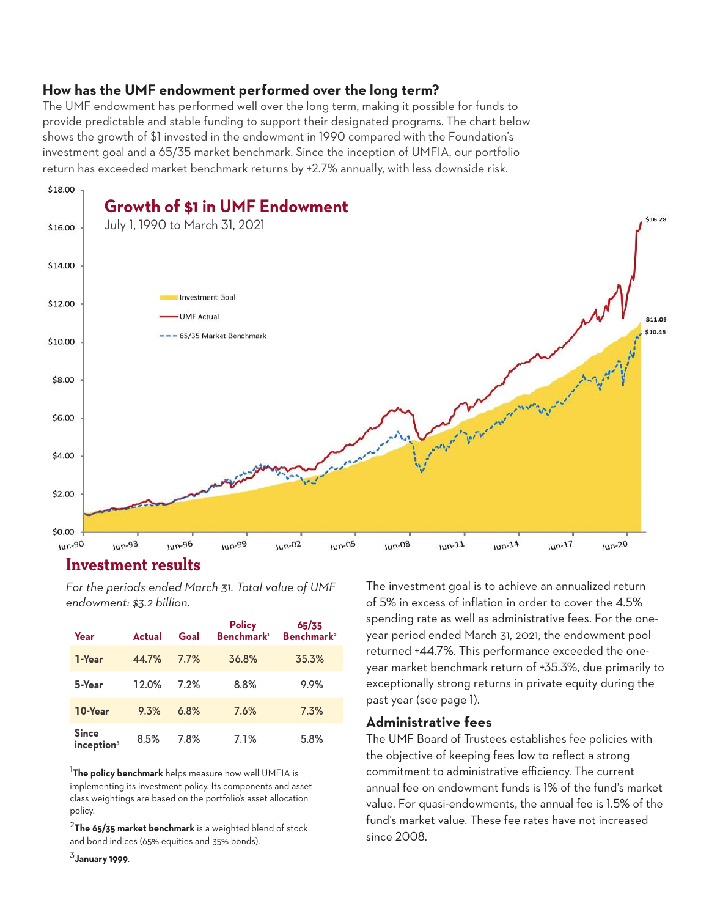### How has the UMF endowment performed over the long term?

The UMF endowment has performed well over the long term, making it possible for funds to provide predictable and stable funding to support their designated programs. The chart below shows the growth of $1 invested in the endowment in 1990 compared with the Foundation's investment goal and a 65/35 market benchmark. Since the inception of UMFIA, our portfolio return has exceeded market benchmark returns by +2.7% annually, with less downside risk.

**Growth of $1 in UMF Endowment**
July 1, 1990 to March 31, 2021

- Investment Goal: $11.09
- UMF Actual: $16.28
- 65/35 Market Benchmark: $10.45

## Investment results

*For the periods ended March 31. Total value of UMF endowment: $3.2 billion.*

| Year | Actual | Goal | Policy Benchmark[1] | 65/35 Benchmark[2] |
|---|---|---|---|---|
| 1-Year | 44.7% | 7.7% | 36.8% | 35.3% |
| 5-Year | 12.0% | 7.2% | 8.8% | 9.9% |
| 10-Year | 9.3% | 6.8% | 7.6% | 7.3% |
| Since inception[3] | 8.5% | 7.8% | 7.1% | 5.8% |

[1]**The policy benchmark** helps measure how well UMFIA is implementing its investment policy. Its components and asset class weightings are based on the portfolio's asset allocation policy.

[2]**The 65/35 market benchmark** is a weighted blend of stock and bond indices (65% equities and 35% bonds).

[3]**January 1999**.

The investment goal is to achieve an annualized return of 5% in excess of inflation in order to cover the 4.5% spending rate as well as administrative fees. For the one-year period ended March 31, 2021, the endowment pool returned +44.7%. This performance exceeded the one-year market benchmark return of +35.3%, due primarily to exceptionally strong returns in private equity during the past year (see page 1).

### Administrative fees

The UMF Board of Trustees establishes fee policies with the objective of keeping fees low to reflect a strong commitment to administrative efficiency. The current annual fee on endowment funds is 1% of the fund's market value. For quasi-endowments, the annual fee is 1.5% of the fund's market value. These fee rates have not increased since 2008.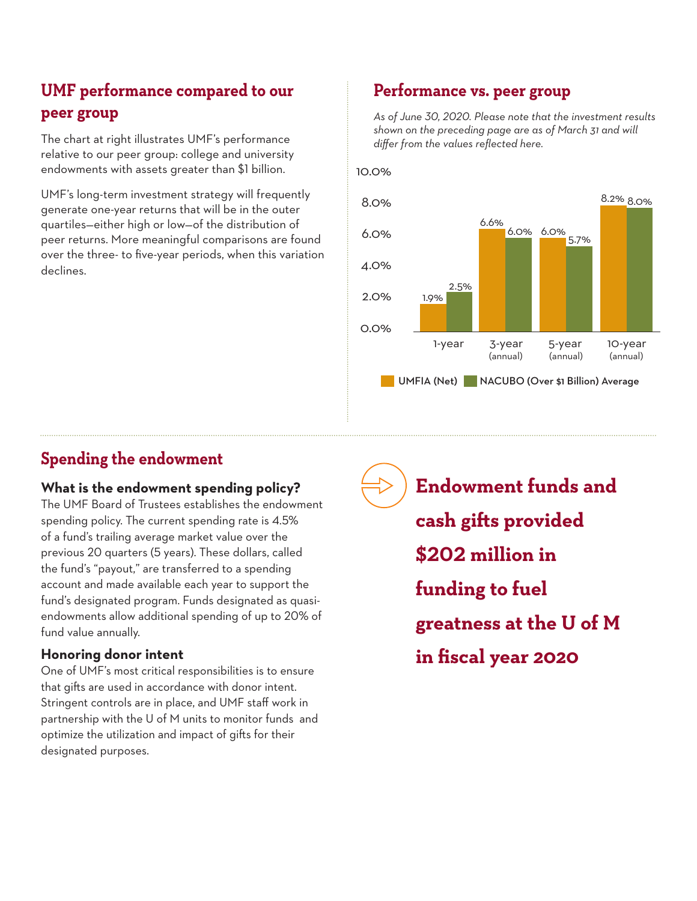## UMF performance compared to our peer group

The chart at right illustrates UMF's performance relative to our peer group: college and university endowments with assets greater than $1 billion.

UMF's long-term investment strategy will frequently generate one-year returns that will be in the outer quartiles—either high or low—of the distribution of peer returns. More meaningful comparisons are found over the three- to five-year periods, when this variation declines.

## Performance vs. peer group

*As of June 30, 2020. Please note that the investment results shown on the preceding page are as of March 31 and will differ from the values reflected here.*

| | 1-year | 3-year (annual) | 5-year (annual) | 10-year (annual) |
|---|---|---|---|---|
| UMFIA (Net) | 1.9% | 6.6% | 6.0% | 8.2% |
| NACUBO (Over $1 Billion) Average | 2.5% | 6.0% | 5.7% | 8.0% |

## Spending the endowment

### What is the endowment spending policy?

The UMF Board of Trustees establishes the endowment spending policy. The current spending rate is 4.5% of a fund's trailing average market value over the previous 20 quarters (5 years). These dollars, called the fund's "payout," are transferred to a spending account and made available each year to support the fund's designated program. Funds designated as quasi-endowments allow additional spending of up to 20% of fund value annually.

### Honoring donor intent

One of UMF's most critical responsibilities is to ensure that gifts are used in accordance with donor intent. Stringent controls are in place, and UMF staff work in partnership with the U of M units to monitor funds and optimize the utilization and impact of gifts for their designated purposes.

**Endowment funds and cash gifts provided $202 million in funding to fuel greatness at the U of M in fiscal year 2020**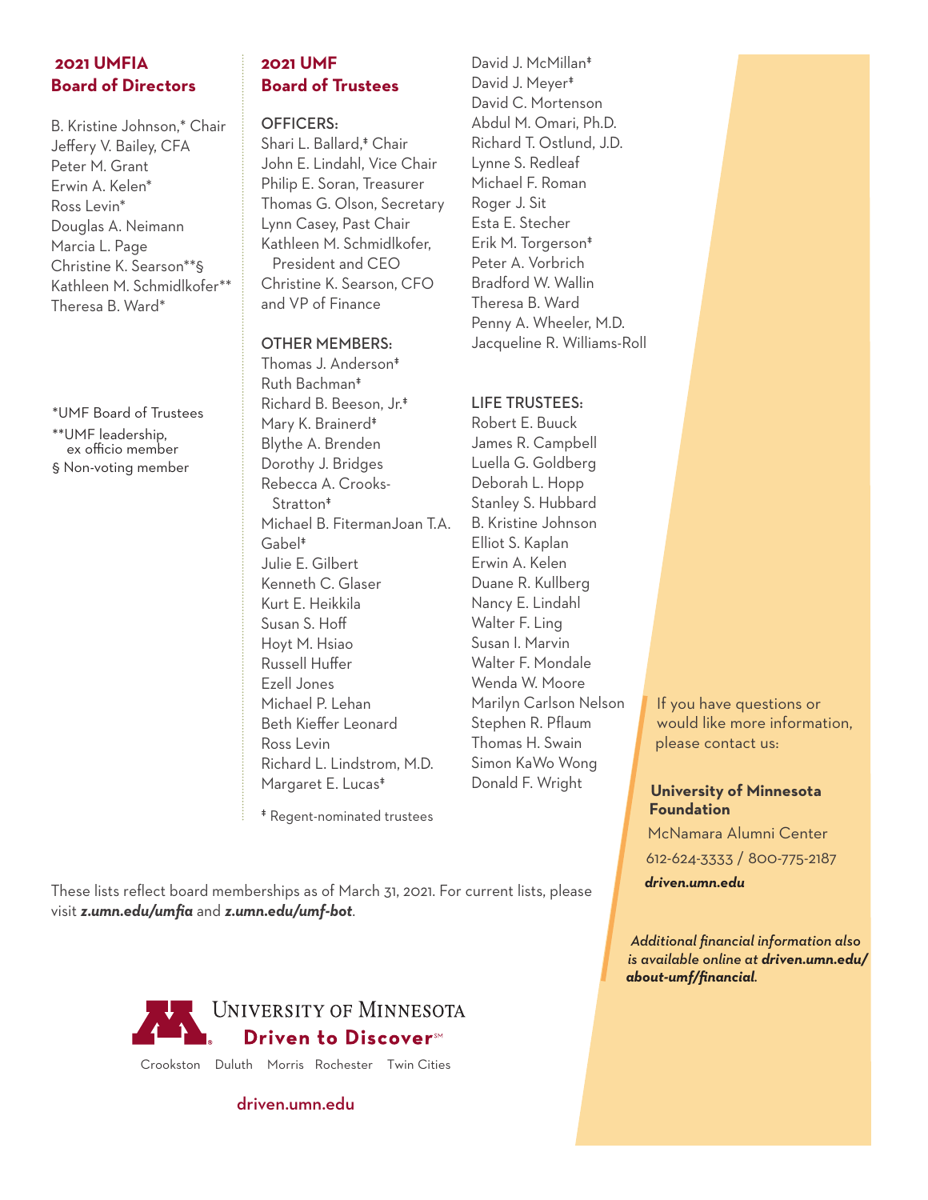## 2021 UMFIA Board of Directors

B. Kristine Johnson,* Chair
Jeffery V. Bailey, CFA
Peter M. Grant
Erwin A. Kelen*
Ross Levin*
Douglas A. Neimann
Marcia L. Page
Christine K. Searson**§
Kathleen M. Schmidlkofer**
Theresa B. Ward*

*UMF Board of Trustees
**UMF leadership, ex officio member
§ Non-voting member

## 2021 UMF Board of Trustees

OFFICERS:
Shari L. Ballard,‡ Chair
John E. Lindahl, Vice Chair
Philip E. Soran, Treasurer
Thomas G. Olson, Secretary
Lynn Casey, Past Chair
Kathleen M. Schmidlkofer, President and CEO
Christine K. Searson, CFO and VP of Finance

OTHER MEMBERS:
Thomas J. Anderson‡
Ruth Bachman‡
Richard B. Beeson, Jr.‡
Mary K. Brainerd‡
Blythe A. Brenden
Dorothy J. Bridges
Rebecca A. Crooks-Stratton‡
Michael B. FitermanJoan T.A. Gabel‡
Julie E. Gilbert
Kenneth C. Glaser
Kurt E. Heikkila
Susan S. Hoff
Hoyt M. Hsiao
Russell Huffer
Ezell Jones
Michael P. Lehan
Beth Kieffer Leonard
Ross Levin
Richard L. Lindstrom, M.D.
Margaret E. Lucas‡
David J. McMillan‡
David J. Meyer‡
David C. Mortenson
Abdul M. Omari, Ph.D.
Richard T. Ostlund, J.D.
Lynne S. Redleaf
Michael F. Roman
Roger J. Sit
Esta E. Stecher
Erik M. Torgerson‡
Peter A. Vorbrich
Bradford W. Wallin
Theresa B. Ward
Penny A. Wheeler, M.D.
Jacqueline R. Williams-Roll

LIFE TRUSTEES:
Robert E. Buuck
James R. Campbell
Luella G. Goldberg
Deborah L. Hopp
Stanley S. Hubbard
B. Kristine Johnson
Elliot S. Kaplan
Erwin A. Kelen
Duane R. Kullberg
Nancy E. Lindahl
Walter F. Ling
Susan I. Marvin
Walter F. Mondale
Wenda W. Moore
Marilyn Carlson Nelson
Stephen R. Pflaum
Thomas H. Swain
Simon KaWo Wong
Donald F. Wright

‡ Regent-nominated trustees

These lists reflect board memberships as of March 31, 2021. For current lists, please visit ***z.umn.edu/umfia*** and ***z.umn.edu/umf-bot***.

If you have questions or would like more information, please contact us:

**University of Minnesota Foundation**
McNamara Alumni Center
612-624-3333 / 800-775-2187
***driven.umn.edu***

*Additional financial information also is available online at **driven.umn.edu/about-umf/financial**.*

University of Minnesota
**Driven to Discover**℠

Crookston Duluth Morris Rochester Twin Cities

**driven.umn.edu**